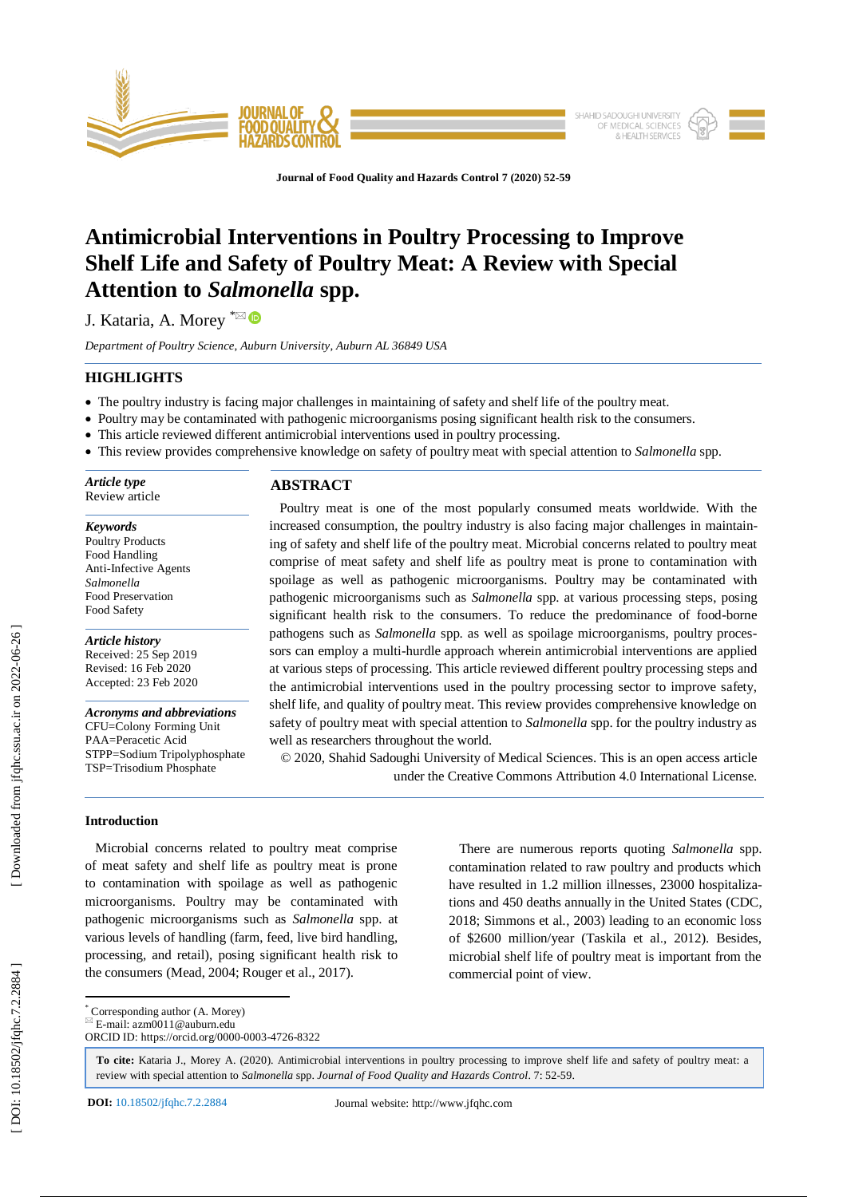# Antimicrobial Interventions in Poultry Processing to Improve Shelf Life and Safety of Poultry Meat: A Review with Special Attention to *Salmonella* spp.

J. Kataria, A. Morey [*]

*Department of Poultry Science, Auburn University, Auburn AL 36849 USA*

## HIGHLIGHTS

- The poultry industry is facing major challenges in maintaining of safety and shelf life of the poultry meat.
- Poultry may be contaminated with pathogenic microorganisms posing significant health risk to the consumers.
- This article reviewed different antimicrobial interventions used in poultry processing.
- This review provides comprehensive knowledge on safety of poultry meat with special attention to *Salmonella* spp.

***Article type***
Review article

***Keywords***
Poultry Products
Food Handling
Anti-Infective Agents
*Salmonella*
Food Preservation
Food Safety

***Article history***
Received: 25 Sep 2019
Revised: 16 Feb 2020
Accepted: 23 Feb 2020

***Acronyms and abbreviations***
CFU=Colony Forming Unit
PAA=Peracetic Acid
STPP=Sodium Tripolyphosphate
TSP=Trisodium Phosphate

## ABSTRACT

Poultry meat is one of the most popularly consumed meats worldwide. With the increased consumption, the poultry industry is also facing major challenges in maintaining of safety and shelf life of the poultry meat. Microbial concerns related to poultry meat comprise of meat safety and shelf life as poultry meat is prone to contamination with spoilage as well as pathogenic microorganisms. Poultry may be contaminated with pathogenic microorganisms such as *Salmonella* spp. at various processing steps, posing significant health risk to the consumers. To reduce the predominance of food-borne pathogens such as *Salmonella* spp. as well as spoilage microorganisms, poultry processors can employ a multi-hurdle approach wherein antimicrobial interventions are applied at various steps of processing. This article reviewed different poultry processing steps and the antimicrobial interventions used in the poultry processing sector to improve safety, shelf life, and quality of poultry meat. This review provides comprehensive knowledge on safety of poultry meat with special attention to *Salmonella* spp. for the poultry industry as well as researchers throughout the world.

© 2020, Shahid Sadoughi University of Medical Sciences. This is an open access article under the Creative Commons Attribution 4.0 International License.

## Introduction

Microbial concerns related to poultry meat comprise of meat safety and shelf life as poultry meat is prone to contamination with spoilage as well as pathogenic microorganisms. Poultry may be contaminated with pathogenic microorganisms such as *Salmonella* spp. at various levels of handling (farm, feed, live bird handling, processing, and retail), posing significant health risk to the consumers (Mead, 2004; Rouger et al., 2017).

There are numerous reports quoting *Salmonella* spp. contamination related to raw poultry and products which have resulted in 1.2 million illnesses, 23000 hospitalizations and 450 deaths annually in the United States (CDC, 2018; Simmons et al., 2003) leading to an economic loss of $2600 million/year (Taskila et al., 2012). Besides, microbial shelf life of poultry meat is important from the commercial point of view.

[*] Corresponding author (A. Morey)
E-mail: azm0011@auburn.edu
ORCID ID: https://orcid.org/0000-0003-4726-8322

**To cite:** Kataria J., Morey A. (2020). Antimicrobial interventions in poultry processing to improve shelf life and safety of poultry meat: a review with special attention to *Salmonella* spp. *Journal of Food Quality and Hazards Control*. 7: 52-59.

**DOI:** 10.18502/jfqhc.7.2.2884 Journal website: http://www.jfqhc.com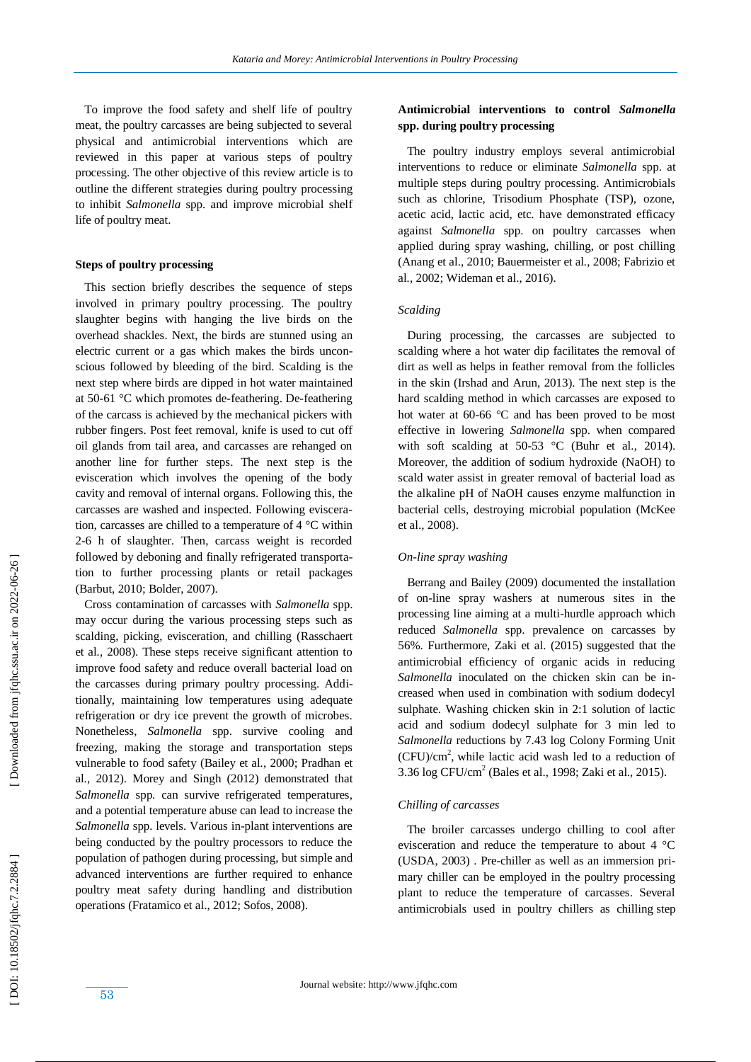To improve the food safety and shelf life of poultry meat, the poultry carcasses are being subjected to several physical and antimicrobial interventions which are reviewed in this paper at various steps of poultry processing. The other objective of this review article is to outline the different strategies during poultry processing to inhibit *Salmonella* spp. and improve microbial shelf life of poultry meat.

### Steps of poultry processing

This section briefly describes the sequence of steps involved in primary poultry processing. The poultry slaughter begins with hanging the live birds on the overhead shackles. Next, the birds are stunned using an electric current or a gas which makes the birds unconscious followed by bleeding of the bird. Scalding is the next step where birds are dipped in hot water maintained at 50-61 °C which promotes de-feathering. De-feathering of the carcass is achieved by the mechanical pickers with rubber fingers. Post feet removal, knife is used to cut off oil glands from tail area, and carcasses are rehanged on another line for further steps. The next step is the evisceration which involves the opening of the body cavity and removal of internal organs. Following this, the carcasses are washed and inspected. Following evisceration, carcasses are chilled to a temperature of 4 °C within 2-6 h of slaughter. Then, carcass weight is recorded followed by deboning and finally refrigerated transportation to further processing plants or retail packages (Barbut, 2010; Bolder, 2007).

Cross contamination of carcasses with *Salmonella* spp. may occur during the various processing steps such as scalding, picking, evisceration, and chilling (Rasschaert et al., 2008). These steps receive significant attention to improve food safety and reduce overall bacterial load on the carcasses during primary poultry processing. Additionally, maintaining low temperatures using adequate refrigeration or dry ice prevent the growth of microbes. Nonetheless, *Salmonella* spp. survive cooling and freezing, making the storage and transportation steps vulnerable to food safety (Bailey et al., 2000; Pradhan et al., 2012). Morey and Singh (2012) demonstrated that *Salmonella* spp. can survive refrigerated temperatures, and a potential temperature abuse can lead to increase the *Salmonella* spp. levels. Various in-plant interventions are being conducted by the poultry processors to reduce the population of pathogen during processing, but simple and advanced interventions are further required to enhance poultry meat safety during handling and distribution operations (Fratamico et al., 2012; Sofos, 2008).

### Antimicrobial interventions to control *Salmonella* spp. during poultry processing

The poultry industry employs several antimicrobial interventions to reduce or eliminate *Salmonella* spp. at multiple steps during poultry processing. Antimicrobials such as chlorine, Trisodium Phosphate (TSP), ozone, acetic acid, lactic acid, etc. have demonstrated efficacy against *Salmonella* spp. on poultry carcasses when applied during spray washing, chilling, or post chilling (Anang et al., 2010; Bauermeister et al., 2008; Fabrizio et al., 2002; Wideman et al., 2016).

#### *Scalding*

During processing, the carcasses are subjected to scalding where a hot water dip facilitates the removal of dirt as well as helps in feather removal from the follicles in the skin (Irshad and Arun, 2013). The next step is the hard scalding method in which carcasses are exposed to hot water at 60-66 °C and has been proved to be most effective in lowering *Salmonella* spp. when compared with soft scalding at 50-53 °C (Buhr et al., 2014). Moreover, the addition of sodium hydroxide (NaOH) to scald water assist in greater removal of bacterial load as the alkaline pH of NaOH causes enzyme malfunction in bacterial cells, destroying microbial population (McKee et al., 2008).

#### *On-line spray washing*

Berrang and Bailey (2009) documented the installation of on-line spray washers at numerous sites in the processing line aiming at a multi-hurdle approach which reduced *Salmonella* spp. prevalence on carcasses by 56%. Furthermore, Zaki et al. (2015) suggested that the antimicrobial efficiency of organic acids in reducing *Salmonella* inoculated on the chicken skin can be increased when used in combination with sodium dodecyl sulphate. Washing chicken skin in 2:1 solution of lactic acid and sodium dodecyl sulphate for 3 min led to *Salmonella* reductions by 7.43 log Colony Forming Unit (CFU)/cm$^2$, while lactic acid wash led to a reduction of 3.36 log CFU/cm$^2$ (Bales et al., 1998; Zaki et al., 2015).

#### *Chilling of carcasses*

The broiler carcasses undergo chilling to cool after evisceration and reduce the temperature to about 4 °C (USDA, 2003) . Pre-chiller as well as an immersion primary chiller can be employed in the poultry processing plant to reduce the temperature of carcasses. Several antimicrobials used in poultry chillers as chilling step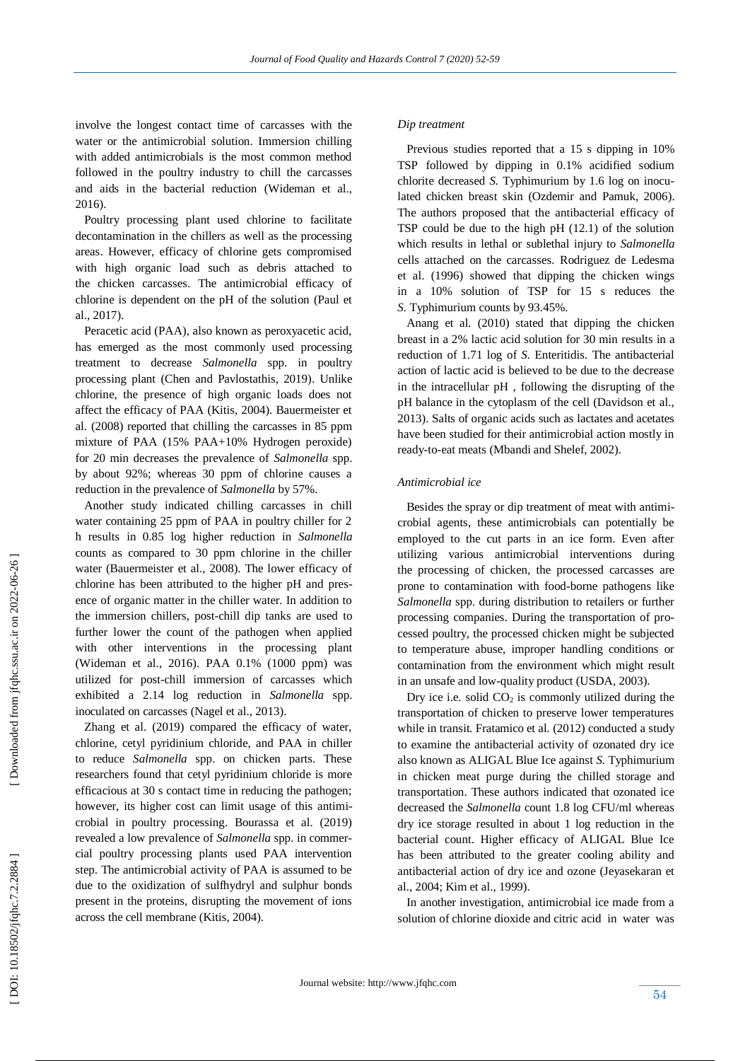involve the longest contact time of carcasses with the water or the antimicrobial solution. Immersion chilling with added antimicrobials is the most common method followed in the poultry industry to chill the carcasses and aids in the bacterial reduction (Wideman et al., 2016).

Poultry processing plant used chlorine to facilitate decontamination in the chillers as well as the processing areas. However, efficacy of chlorine gets compromised with high organic load such as debris attached to the chicken carcasses. The antimicrobial efficacy of chlorine is dependent on the pH of the solution (Paul et al., 2017).

Peracetic acid (PAA), also known as peroxyacetic acid, has emerged as the most commonly used processing treatment to decrease *Salmonella* spp. in poultry processing plant (Chen and Pavlostathis, 2019). Unlike chlorine, the presence of high organic loads does not affect the efficacy of PAA (Kitis, 2004). Bauermeister et al. (2008) reported that chilling the carcasses in 85 ppm mixture of PAA (15% PAA+10% Hydrogen peroxide) for 20 min decreases the prevalence of *Salmonella* spp. by about 92%; whereas 30 ppm of chlorine causes a reduction in the prevalence of *Salmonella* by 57%.

Another study indicated chilling carcasses in chill water containing 25 ppm of PAA in poultry chiller for 2 h results in 0.85 log higher reduction in *Salmonella* counts as compared to 30 ppm chlorine in the chiller water (Bauermeister et al., 2008). The lower efficacy of chlorine has been attributed to the higher pH and presence of organic matter in the chiller water. In addition to the immersion chillers, post-chill dip tanks are used to further lower the count of the pathogen when applied with other interventions in the processing plant (Wideman et al., 2016). PAA 0.1% (1000 ppm) was utilized for post-chill immersion of carcasses which exhibited a 2.14 log reduction in *Salmonella* spp. inoculated on carcasses (Nagel et al., 2013).

Zhang et al. (2019) compared the efficacy of water, chlorine, cetyl pyridinium chloride, and PAA in chiller to reduce *Salmonella* spp. on chicken parts. These researchers found that cetyl pyridinium chloride is more efficacious at 30 s contact time in reducing the pathogen; however, its higher cost can limit usage of this antimicrobial in poultry processing. Bourassa et al. (2019) revealed a low prevalence of *Salmonella* spp. in commercial poultry processing plants used PAA intervention step. The antimicrobial activity of PAA is assumed to be due to the oxidization of sulfhydryl and sulphur bonds present in the proteins, disrupting the movement of ions across the cell membrane (Kitis, 2004).

### *Dip treatment*

Previous studies reported that a 15 s dipping in 10% TSP followed by dipping in 0.1% acidified sodium chlorite decreased *S.* Typhimurium by 1.6 log on inoculated chicken breast skin (Ozdemir and Pamuk, 2006). The authors proposed that the antibacterial efficacy of TSP could be due to the high pH (12.1) of the solution which results in lethal or sublethal injury to *Salmonella* cells attached on the carcasses. Rodriguez de Ledesma et al. (1996) showed that dipping the chicken wings in a 10% solution of TSP for 15 s reduces the *S.* Typhimurium counts by 93.45%.

Anang et al. (2010) stated that dipping the chicken breast in a 2% lactic acid solution for 30 min results in a reduction of 1.71 log of *S.* Enteritidis. The antibacterial action of lactic acid is believed to be due to the decrease in the intracellular pH , following the disrupting of the pH balance in the cytoplasm of the cell (Davidson et al., 2013). Salts of organic acids such as lactates and acetates have been studied for their antimicrobial action mostly in ready-to-eat meats (Mbandi and Shelef, 2002).

### *Antimicrobial ice*

Besides the spray or dip treatment of meat with antimicrobial agents, these antimicrobials can potentially be employed to the cut parts in an ice form. Even after utilizing various antimicrobial interventions during the processing of chicken, the processed carcasses are prone to contamination with food-borne pathogens like *Salmonella* spp. during distribution to retailers or further processing companies. During the transportation of processed poultry, the processed chicken might be subjected to temperature abuse, improper handling conditions or contamination from the environment which might result in an unsafe and low-quality product (USDA, 2003).

Dry ice i.e. solid $CO_2$ is commonly utilized during the transportation of chicken to preserve lower temperatures while in transit. Fratamico et al. (2012) conducted a study to examine the antibacterial activity of ozonated dry ice also known as ALIGAL Blue Ice against *S.* Typhimurium in chicken meat purge during the chilled storage and transportation. These authors indicated that ozonated ice decreased the *Salmonella* count 1.8 log CFU/ml whereas dry ice storage resulted in about 1 log reduction in the bacterial count. Higher efficacy of ALIGAL Blue Ice has been attributed to the greater cooling ability and antibacterial action of dry ice and ozone (Jeyasekaran et al., 2004; Kim et al., 1999).

In another investigation, antimicrobial ice made from a solution of chlorine dioxide and citric acid in water was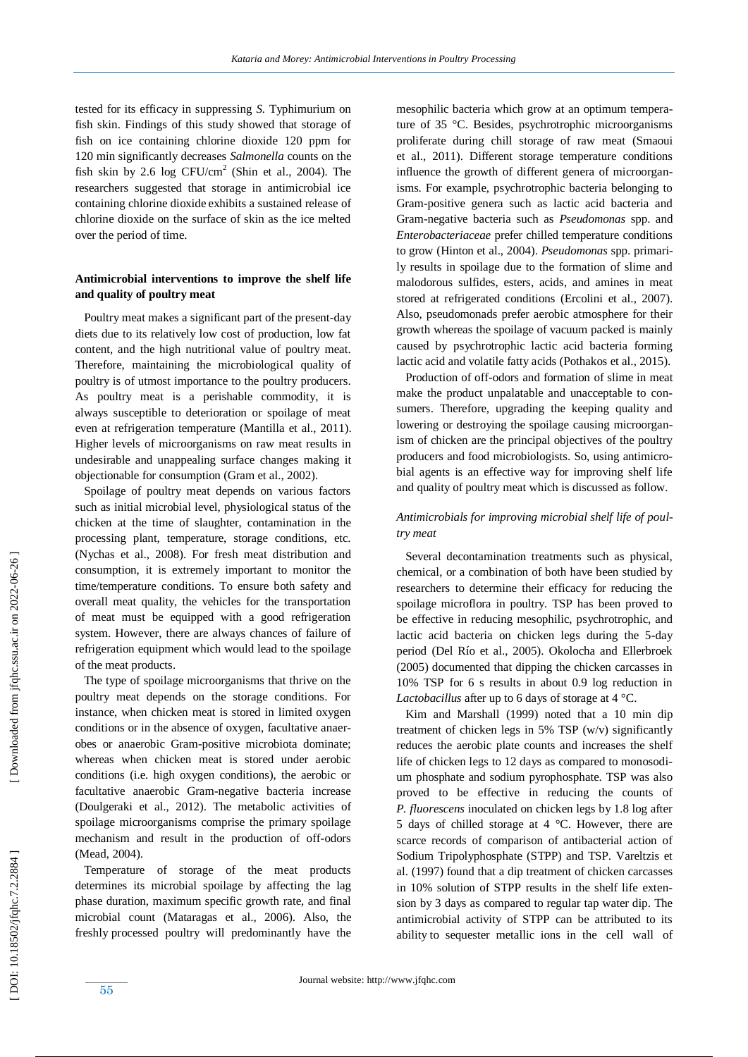tested for its efficacy in suppressing *S.* Typhimurium on fish skin. Findings of this study showed that storage of fish on ice containing chlorine dioxide 120 ppm for 120 min significantly decreases *Salmonella* counts on the fish skin by 2.6 log CFU/cm$^2$ (Shin et al., 2004). The researchers suggested that storage in antimicrobial ice containing chlorine dioxide exhibits a sustained release of chlorine dioxide on the surface of skin as the ice melted over the period of time.

## Antimicrobial interventions to improve the shelf life and quality of poultry meat

Poultry meat makes a significant part of the present-day diets due to its relatively low cost of production, low fat content, and the high nutritional value of poultry meat. Therefore, maintaining the microbiological quality of poultry is of utmost importance to the poultry producers. As poultry meat is a perishable commodity, it is always susceptible to deterioration or spoilage of meat even at refrigeration temperature (Mantilla et al., 2011). Higher levels of microorganisms on raw meat results in undesirable and unappealing surface changes making it objectionable for consumption (Gram et al., 2002).

Spoilage of poultry meat depends on various factors such as initial microbial level, physiological status of the chicken at the time of slaughter, contamination in the processing plant, temperature, storage conditions, etc. (Nychas et al., 2008). For fresh meat distribution and consumption, it is extremely important to monitor the time/temperature conditions. To ensure both safety and overall meat quality, the vehicles for the transportation of meat must be equipped with a good refrigeration system. However, there are always chances of failure of refrigeration equipment which would lead to the spoilage of the meat products.

The type of spoilage microorganisms that thrive on the poultry meat depends on the storage conditions. For instance, when chicken meat is stored in limited oxygen conditions or in the absence of oxygen, facultative anaerobes or anaerobic Gram-positive microbiota dominate; whereas when chicken meat is stored under aerobic conditions (i.e. high oxygen conditions), the aerobic or facultative anaerobic Gram-negative bacteria increase (Doulgeraki et al., 2012). The metabolic activities of spoilage microorganisms comprise the primary spoilage mechanism and result in the production of off-odors (Mead, 2004).

Temperature of storage of the meat products determines its microbial spoilage by affecting the lag phase duration, maximum specific growth rate, and final microbial count (Mataragas et al., 2006). Also, the freshly processed poultry will predominantly have the mesophilic bacteria which grow at an optimum temperature of 35 °C. Besides, psychrotrophic microorganisms proliferate during chill storage of raw meat (Smaoui et al., 2011). Different storage temperature conditions influence the growth of different genera of microorganisms. For example, psychrotrophic bacteria belonging to Gram-positive genera such as lactic acid bacteria and Gram-negative bacteria such as *Pseudomonas* spp. and *Enterobacteriaceae* prefer chilled temperature conditions to grow (Hinton et al., 2004). *Pseudomonas* spp. primarily results in spoilage due to the formation of slime and malodorous sulfides, esters, acids, and amines in meat stored at refrigerated conditions (Ercolini et al., 2007). Also, pseudomonads prefer aerobic atmosphere for their growth whereas the spoilage of vacuum packed is mainly caused by psychrotrophic lactic acid bacteria forming lactic acid and volatile fatty acids (Pothakos et al., 2015).

Production of off-odors and formation of slime in meat make the product unpalatable and unacceptable to consumers. Therefore, upgrading the keeping quality and lowering or destroying the spoilage causing microorganism of chicken are the principal objectives of the poultry producers and food microbiologists. So, using antimicrobial agents is an effective way for improving shelf life and quality of poultry meat which is discussed as follow.

### *Antimicrobials for improving microbial shelf life of poultry meat*

Several decontamination treatments such as physical, chemical, or a combination of both have been studied by researchers to determine their efficacy for reducing the spoilage microflora in poultry. TSP has been proved to be effective in reducing mesophilic, psychrotrophic, and lactic acid bacteria on chicken legs during the 5-day period (Del Río et al., 2005). Okolocha and Ellerbroek (2005) documented that dipping the chicken carcasses in 10% TSP for 6 s results in about 0.9 log reduction in *Lactobacillus* after up to 6 days of storage at 4 °C.

Kim and Marshall (1999) noted that a 10 min dip treatment of chicken legs in 5% TSP (w/v) significantly reduces the aerobic plate counts and increases the shelf life of chicken legs to 12 days as compared to monosodium phosphate and sodium pyrophosphate. TSP was also proved to be effective in reducing the counts of *P. fluorescens* inoculated on chicken legs by 1.8 log after 5 days of chilled storage at 4 °C. However, there are scarce records of comparison of antibacterial action of Sodium Tripolyphosphate (STPP) and TSP. Vareltzis et al. (1997) found that a dip treatment of chicken carcasses in 10% solution of STPP results in the shelf life extension by 3 days as compared to regular tap water dip. The antimicrobial activity of STPP can be attributed to its ability to sequester metallic ions in the cell wall of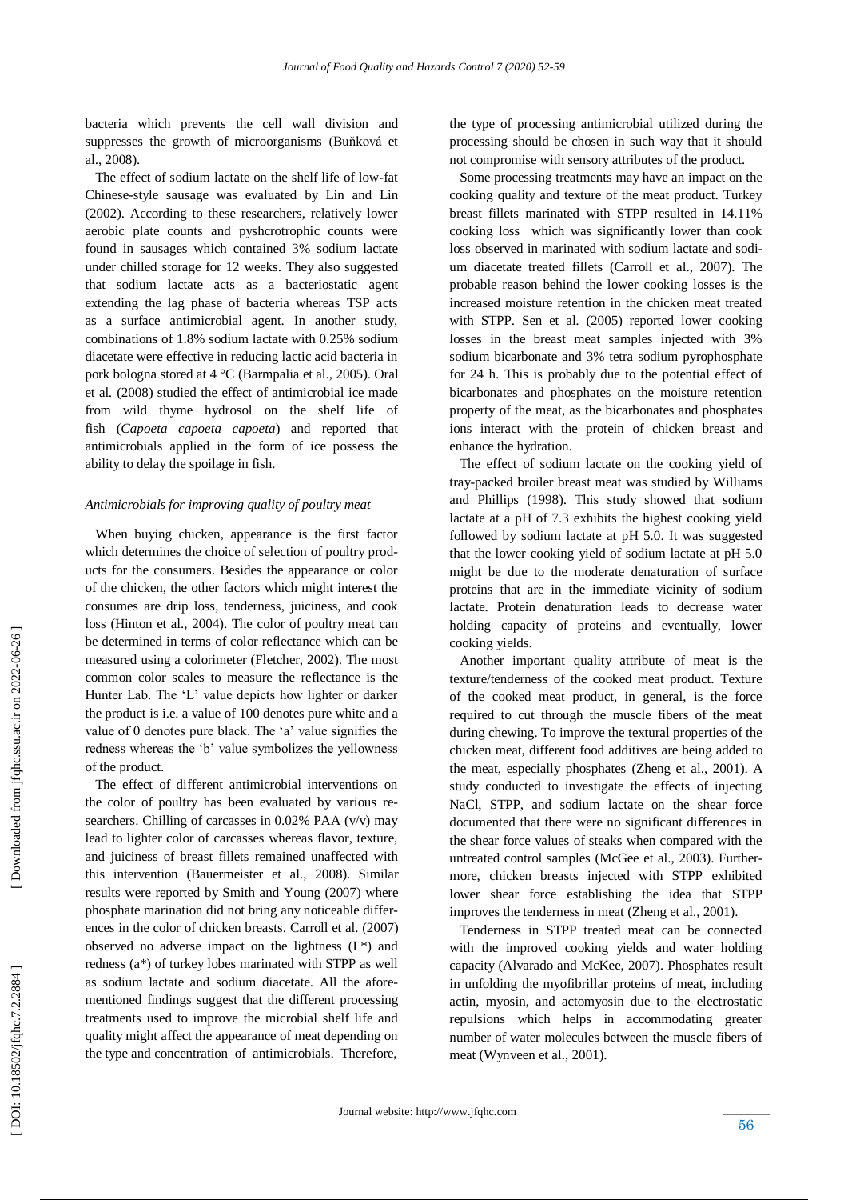bacteria which prevents the cell wall division and suppresses the growth of microorganisms (Buňková et al., 2008).

The effect of sodium lactate on the shelf life of low-fat Chinese-style sausage was evaluated by Lin and Lin (2002). According to these researchers, relatively lower aerobic plate counts and pyshcrotrophic counts were found in sausages which contained 3% sodium lactate under chilled storage for 12 weeks. They also suggested that sodium lactate acts as a bacteriostatic agent extending the lag phase of bacteria whereas TSP acts as a surface antimicrobial agent. In another study, combinations of 1.8% sodium lactate with 0.25% sodium diacetate were effective in reducing lactic acid bacteria in pork bologna stored at 4 °C (Barmpalia et al., 2005). Oral et al. (2008) studied the effect of antimicrobial ice made from wild thyme hydrosol on the shelf life of fish (*Capoeta capoeta capoeta*) and reported that antimicrobials applied in the form of ice possess the ability to delay the spoilage in fish.

### *Antimicrobials for improving quality of poultry meat*

When buying chicken, appearance is the first factor which determines the choice of selection of poultry products for the consumers. Besides the appearance or color of the chicken, the other factors which might interest the consumes are drip loss, tenderness, juiciness, and cook loss (Hinton et al., 2004). The color of poultry meat can be determined in terms of color reflectance which can be measured using a colorimeter (Fletcher, 2002). The most common color scales to measure the reflectance is the Hunter Lab. The 'L' value depicts how lighter or darker the product is i.e. a value of 100 denotes pure white and a value of 0 denotes pure black. The 'a' value signifies the redness whereas the 'b' value symbolizes the yellowness of the product.

The effect of different antimicrobial interventions on the color of poultry has been evaluated by various researchers. Chilling of carcasses in 0.02% PAA (v/v) may lead to lighter color of carcasses whereas flavor, texture, and juiciness of breast fillets remained unaffected with this intervention (Bauermeister et al., 2008). Similar results were reported by Smith and Young (2007) where phosphate marination did not bring any noticeable differences in the color of chicken breasts. Carroll et al. (2007) observed no adverse impact on the lightness (L*) and redness (a*) of turkey lobes marinated with STPP as well as sodium lactate and sodium diacetate. All the aforementioned findings suggest that the different processing treatments used to improve the microbial shelf life and quality might affect the appearance of meat depending on the type and concentration of antimicrobials. Therefore, the type of processing antimicrobial utilized during the processing should be chosen in such way that it should not compromise with sensory attributes of the product.

Some processing treatments may have an impact on the cooking quality and texture of the meat product. Turkey breast fillets marinated with STPP resulted in 14.11% cooking loss which was significantly lower than cook loss observed in marinated with sodium lactate and sodium diacetate treated fillets (Carroll et al., 2007). The probable reason behind the lower cooking losses is the increased moisture retention in the chicken meat treated with STPP. Sen et al. (2005) reported lower cooking losses in the breast meat samples injected with 3% sodium bicarbonate and 3% tetra sodium pyrophosphate for 24 h. This is probably due to the potential effect of bicarbonates and phosphates on the moisture retention property of the meat, as the bicarbonates and phosphates ions interact with the protein of chicken breast and enhance the hydration.

The effect of sodium lactate on the cooking yield of tray-packed broiler breast meat was studied by Williams and Phillips (1998). This study showed that sodium lactate at a pH of 7.3 exhibits the highest cooking yield followed by sodium lactate at pH 5.0. It was suggested that the lower cooking yield of sodium lactate at pH 5.0 might be due to the moderate denaturation of surface proteins that are in the immediate vicinity of sodium lactate. Protein denaturation leads to decrease water holding capacity of proteins and eventually, lower cooking yields.

Another important quality attribute of meat is the texture/tenderness of the cooked meat product. Texture of the cooked meat product, in general, is the force required to cut through the muscle fibers of the meat during chewing. To improve the textural properties of the chicken meat, different food additives are being added to the meat, especially phosphates (Zheng et al., 2001). A study conducted to investigate the effects of injecting NaCl, STPP, and sodium lactate on the shear force documented that there were no significant differences in the shear force values of steaks when compared with the untreated control samples (McGee et al., 2003). Furthermore, chicken breasts injected with STPP exhibited lower shear force establishing the idea that STPP improves the tenderness in meat (Zheng et al., 2001).

Tenderness in STPP treated meat can be connected with the improved cooking yields and water holding capacity (Alvarado and McKee, 2007). Phosphates result in unfolding the myofibrillar proteins of meat, including actin, myosin, and actomyosin due to the electrostatic repulsions which helps in accommodating greater number of water molecules between the muscle fibers of meat (Wynveen et al., 2001).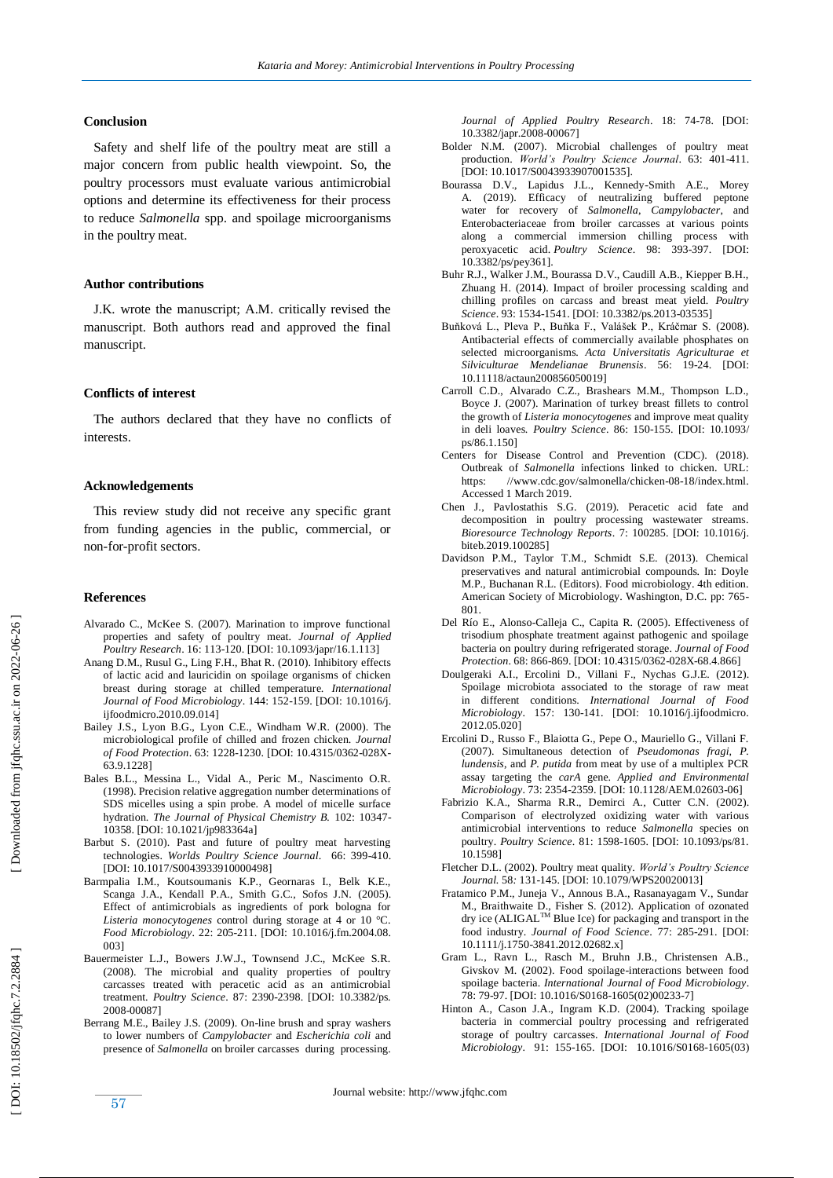### Conclusion

Safety and shelf life of the poultry meat are still a major concern from public health viewpoint. So, the poultry processors must evaluate various antimicrobial options and determine its effectiveness for their process to reduce *Salmonella* spp. and spoilage microorganisms in the poultry meat.

### Author contributions

J.K. wrote the manuscript; A.M. critically revised the manuscript. Both authors read and approved the final manuscript.

### Conflicts of interest

The authors declared that they have no conflicts of interests.

### Acknowledgements

This review study did not receive any specific grant from funding agencies in the public, commercial, or non-for-profit sectors.

### References

- Alvarado C., McKee S. (2007). Marination to improve functional properties and safety of poultry meat. *Journal of Applied Poultry Research*. 16: 113-120. [DOI: 10.1093/japr/16.1.113]
- Anang D.M., Rusul G., Ling F.H., Bhat R. (2010). Inhibitory effects of lactic acid and lauricidin on spoilage organisms of chicken breast during storage at chilled temperature. *International Journal of Food Microbiology*. 144: 152-159. [DOI: 10.1016/j.ijfoodmicro.2010.09.014]
- Bailey J.S., Lyon B.G., Lyon C.E., Windham W.R. (2000). The microbiological profile of chilled and frozen chicken. *Journal of Food Protection*. 63: 1228-1230. [DOI: 10.4315/0362-028X-63.9.1228]
- Bales B.L., Messina L., Vidal A., Peric M., Nascimento O.R. (1998). Precision relative aggregation number determinations of SDS micelles using a spin probe. A model of micelle surface hydration. *The Journal of Physical Chemistry B*. 102: 10347-10358. [DOI: 10.1021/jp983364a]
- Barbut S. (2010). Past and future of poultry meat harvesting technologies. *Worlds Poultry Science Journal*. 66: 399-410. [DOI: 10.1017/S0043933910000498]
- Barmpalia I.M., Koutsoumanis K.P., Geornaras I., Belk K.E., Scanga J.A., Kendall P.A., Smith G.C., Sofos J.N. (2005). Effect of antimicrobials as ingredients of pork bologna for *Listeria monocytogenes* control during storage at 4 or 10 °C. *Food Microbiology*. 22: 205-211. [DOI: 10.1016/j.fm.2004.08.003]
- Bauermeister L.J., Bowers J.W.J., Townsend J.C., McKee S.R. (2008). The microbial and quality properties of poultry carcasses treated with peracetic acid as an antimicrobial treatment. *Poultry Science*. 87: 2390-2398. [DOI: 10.3382/ps.2008-00087]
- Berrang M.E., Bailey J.S. (2009). On-line brush and spray washers to lower numbers of *Campylobacter* and *Escherichia coli* and presence of *Salmonella* on broiler carcasses during processing. *Journal of Applied Poultry Research*. 18: 74-78. [DOI: 10.3382/japr.2008-00067]
- Bolder N.M. (2007). Microbial challenges of poultry meat production. *World's Poultry Science Journal*. 63: 401-411. [DOI: 10.1017/S0043933907001535].
- Bourassa D.V., Lapidus J.L., Kennedy-Smith A.E., Morey A. (2019). Efficacy of neutralizing buffered peptone water for recovery of *Salmonella*, *Campylobacter*, and Enterobacteriaceae from broiler carcasses at various points along a commercial immersion chilling process with peroxyacetic acid. *Poultry Science*. 98: 393-397. [DOI: 10.3382/ps/pey361].
- Buhr R.J., Walker J.M., Bourassa D.V., Caudill A.B., Kiepper B.H., Zhuang H. (2014). Impact of broiler processing scalding and chilling profiles on carcass and breast meat yield. *Poultry Science*. 93: 1534-1541. [DOI: 10.3382/ps.2013-03535]
- Buňková L., Pleva P., Buňka F., Valášek P., Kráčmar S. (2008). Antibacterial effects of commercially available phosphates on selected microorganisms. *Acta Universitatis Agriculturae et Silviculturae Mendelianae Brunensis*. 56: 19-24. [DOI: 10.11118/actaun200856050019]
- Carroll C.D., Alvarado C.Z., Brashears M.M., Thompson L.D., Boyce J. (2007). Marination of turkey breast fillets to control the growth of *Listeria monocytogenes* and improve meat quality in deli loaves. *Poultry Science*. 86: 150-155. [DOI: 10.1093/ps/86.1.150]
- Centers for Disease Control and Prevention (CDC). (2018). Outbreak of *Salmonella* infections linked to chicken. URL: https: //www.cdc.gov/salmonella/chicken-08-18/index.html. Accessed 1 March 2019.
- Chen J., Pavlostathis S.G. (2019). Peracetic acid fate and decomposition in poultry processing wastewater streams. *Bioresource Technology Reports*. 7: 100285. [DOI: 10.1016/j.biteb.2019.100285]
- Davidson P.M., Taylor T.M., Schmidt S.E. (2013). Chemical preservatives and natural antimicrobial compounds. In: Doyle M.P., Buchanan R.L. (Editors). Food microbiology. 4th edition. American Society of Microbiology. Washington, D.C. pp: 765-801.
- Del Río E., Alonso-Calleja C., Capita R. (2005). Effectiveness of trisodium phosphate treatment against pathogenic and spoilage bacteria on poultry during refrigerated storage. *Journal of Food Protection*. 68: 866-869. [DOI: 10.4315/0362-028X-68.4.866]
- Doulgeraki A.I., Ercolini D., Villani F., Nychas G.J.E. (2012). Spoilage microbiota associated to the storage of raw meat in different conditions. *International Journal of Food Microbiology*. 157: 130-141. [DOI: 10.1016/j.ijfoodmicro.2012.05.020]
- Ercolini D., Russo F., Blaiotta G., Pepe O., Mauriello G., Villani F. (2007). Simultaneous detection of *Pseudomonas fragi*, *P. lundensis*, and *P. putida* from meat by use of a multiplex PCR assay targeting the *carA* gene. *Applied and Environmental Microbiology*. 73: 2354-2359. [DOI: 10.1128/AEM.02603-06]
- Fabrizio K.A., Sharma R.R., Demirci A., Cutter C.N. (2002). Comparison of electrolyzed oxidizing water with various antimicrobial interventions to reduce *Salmonella* species on poultry. *Poultry Science*. 81: 1598-1605. [DOI: 10.1093/ps/81.10.1598]
- Fletcher D.L. (2002). Poultry meat quality. *World's Poultry Science Journal*. 58: 131-145. [DOI: 10.1079/WPS20020013]
- Fratamico P.M., Juneja V., Annous B.A., Rasanayagam V., Sundar M., Braithwaite D., Fisher S. (2012). Application of ozonated dry ice (ALIGAL™ Blue Ice) for packaging and transport in the food industry. *Journal of Food Science*. 77: 285-291. [DOI: 10.1111/j.1750-3841.2012.02682.x]
- Gram L., Ravn L., Rasch M., Bruhn J.B., Christensen A.B., Givskov M. (2002). Food spoilage-interactions between food spoilage bacteria. *International Journal of Food Microbiology*. 78: 79-97. [DOI: 10.1016/S0168-1605(02)00233-7]
- Hinton A., Cason J.A., Ingram K.D. (2004). Tracking spoilage bacteria in commercial poultry processing and refrigerated storage of poultry carcasses. *International Journal of Food Microbiology*. 91: 155-165. [DOI: 10.1016/S0168-1605(03)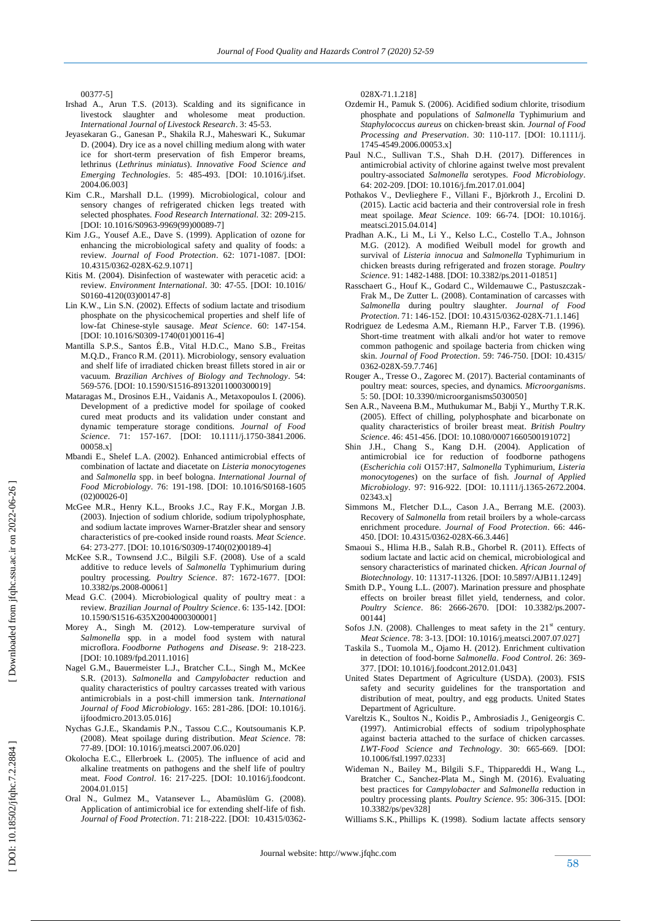00377-5]

Irshad A., Arun T.S. (2013). Scalding and its significance in livestock slaughter and wholesome meat production. *International Journal of Livestock Research*. 3: 45-53.

Jeyasekaran G., Ganesan P., Shakila R.J., Maheswari K., Sukumar D. (2004). Dry ice as a novel chilling medium along with water ice for short-term preservation of fish Emperor breams, lethrinus (*Lethrinus miniatus*). *Innovative Food Science and Emerging Technologies*. 5: 485-493. [DOI: 10.1016/j.ifset.2004.06.003]

Kim C.R., Marshall D.L. (1999). Microbiological, colour and sensory changes of refrigerated chicken legs treated with selected phosphates. *Food Research International*. 32: 209-215. [DOI: 10.1016/S0963-9969(99)00089-7]

Kim J.G., Yousef A.E., Dave S. (1999). Application of ozone for enhancing the microbiological safety and quality of foods: a review. *Journal of Food Protection*. 62: 1071-1087. [DOI: 10.4315/0362-028X-62.9.1071]

Kitis M. (2004). Disinfection of wastewater with peracetic acid: a review. *Environment International*. 30: 47-55. [DOI: 10.1016/S0160-4120(03)00147-8]

Lin K.W., Lin S.N. (2002). Effects of sodium lactate and trisodium phosphate on the physicochemical properties and shelf life of low-fat Chinese-style sausage. *Meat Science*. 60: 147-154. [DOI: 10.1016/S0309-1740(01)00116-4]

Mantilla S.P.S., Santos É.B., Vital H.D.C., Mano S.B., Freitas M.Q.D., Franco R.M. (2011). Microbiology, sensory evaluation and shelf life of irradiated chicken breast fillets stored in air or vacuum. *Brazilian Archives of Biology and Technology*. 54: 569-576. [DOI: 10.1590/S1516-89132011000300019]

Mataragas M., Drosinos E.H., Vaidanis A., Metaxopoulos I. (2006). Development of a predictive model for spoilage of cooked cured meat products and its validation under constant and dynamic temperature storage conditions. *Journal of Food Science*. 71: 157-167. [DOI: 10.1111/j.1750-3841.2006.00058.x]

Mbandi E., Shelef L.A. (2002). Enhanced antimicrobial effects of combination of lactate and diacetate on *Listeria monocytogenes* and *Salmonella* spp. in beef bologna. *International Journal of Food Microbiology*. 76: 191-198. [DOI: 10.1016/S0168-1605(02)00026-0]

McGee M.R., Henry K.L., Brooks J.C., Ray F.K., Morgan J.B. (2003). Injection of sodium chloride, sodium tripolyphosphate, and sodium lactate improves Warner-Bratzler shear and sensory characteristics of pre-cooked inside round roasts. *Meat Science*. 64: 273-277. [DOI: 10.1016/S0309-1740(02)00189-4]

McKee S.R., Townsend J.C., Bilgili S.F. (2008). Use of a scald additive to reduce levels of *Salmonella* Typhimurium during poultry processing. *Poultry Science*. 87: 1672-1677. [DOI: 10.3382/ps.2008-00061]

Mead G.C. (2004). Microbiological quality of poultry meat: a review. *Brazilian Journal of Poultry Science*. 6: 135-142. [DOI: 10.1590/S1516-635X2004000300001]

Morey A., Singh M. (2012). Low-temperature survival of *Salmonella* spp. in a model food system with natural microflora. *Foodborne Pathogens and Disease*. 9: 218-223. [DOI: 10.1089/fpd.2011.1016]

Nagel G.M., Bauermeister L.J., Bratcher C.L., Singh M., McKee S.R. (2013). *Salmonella* and *Campylobacter* reduction and quality characteristics of poultry carcasses treated with various antimicrobials in a post-chill immersion tank. *International Journal of Food Microbiology*. 165: 281-286. [DOI: 10.1016/j.ijfoodmicro.2013.05.016]

Nychas G.J.E., Skandamis P.N., Tassou C.C., Koutsoumanis K.P. (2008). Meat spoilage during distribution. *Meat Science*. 78: 77-89. [DOI: 10.1016/j.meatsci.2007.06.020]

Okolocha E.C., Ellerbroek L. (2005). The influence of acid and alkaline treatments on pathogens and the shelf life of poultry meat. *Food Control*. 16: 217-225. [DOI: 10.1016/j.foodcont.2004.01.015]

Oral N., Gulmez M., Vatansever L., Abamüslüm G. (2008). Application of antimicrobial ice for extending shelf-life of fish. *Journal of Food Protection*. 71: 218-222. [DOI: 10.4315/0362-028X-71.1.218]

Ozdemir H., Pamuk S. (2006). Acidified sodium chlorite, trisodium phosphate and populations of *Salmonella* Typhimurium and *Staphylococcus aureus* on chicken-breast skin. *Journal of Food Processing and Preservation*. 30: 110-117. [DOI: 10.1111/j.1745-4549.2006.00053.x]

Paul N.C., Sullivan T.S., Shah D.H. (2017). Differences in antimicrobial activity of chlorine against twelve most prevalent poultry-associated *Salmonella* serotypes. *Food Microbiology*. 64: 202-209. [DOI: 10.1016/j.fm.2017.01.004]

Pothakos V., Devlieghere F., Villani F., Björkroth J., Ercolini D. (2015). Lactic acid bacteria and their controversial role in fresh meat spoilage. *Meat Science*. 109: 66-74. [DOI: 10.1016/j.meatsci.2015.04.014]

Pradhan A.K., Li M., Li Y., Kelso L.C., Costello T.A., Johnson M.G. (2012). A modified Weibull model for growth and survival of *Listeria innocua* and *Salmonella* Typhimurium in chicken breasts during refrigerated and frozen storage. *Poultry Science*. 91: 1482-1488. [DOI: 10.3382/ps.2011-01851]

Rasschaert G., Houf K., Godard C., Wildemauwe C., Pastuszczak-Frak M., De Zutter L. (2008). Contamination of carcasses with *Salmonella* during poultry slaughter. *Journal of Food Protection*. 71: 146-152. [DOI: 10.4315/0362-028X-71.1.146]

Rodriguez de Ledesma A.M., Riemann H.P., Farver T.B. (1996). Short-time treatment with alkali and/or hot water to remove common pathogenic and spoilage bacteria from chicken wing skin. *Journal of Food Protection*. 59: 746-750. [DOI: 10.4315/0362-028X-59.7.746]

Rouger A., Tresse O., Zagorec M. (2017). Bacterial contaminants of poultry meat: sources, species, and dynamics. *Microorganisms*. 5: 50. [DOI: 10.3390/microorganisms5030050]

Sen A.R., Naveena B.M., Muthukumar M., Babji Y., Murthy T.R.K. (2005). Effect of chilling, polyphosphate and bicarbonate on quality characteristics of broiler breast meat. *British Poultry Science*. 46: 451-456. [DOI: 10.1080/00071660500191072]

Shin J.H., Chang S., Kang D.H. (2004). Application of antimicrobial ice for reduction of foodborne pathogens (*Escherichia coli* O157:H7, *Salmonella* Typhimurium, *Listeria monocytogenes*) on the surface of fish. *Journal of Applied Microbiology*. 97: 916-922. [DOI: 10.1111/j.1365-2672.2004.02343.x]

Simmons M., Fletcher D.L., Cason J.A., Berrang M.E. (2003). Recovery of *Salmonella* from retail broilers by a whole-carcass enrichment procedure. *Journal of Food Protection*. 66: 446-450. [DOI: 10.4315/0362-028X-66.3.446]

Smaoui S., Hlima H.B., Salah R.B., Ghorbel R. (2011). Effects of sodium lactate and lactic acid on chemical, microbiological and sensory characteristics of marinated chicken. *African Journal of Biotechnology*. 10: 11317-11326. [DOI: 10.5897/AJB11.1249]

Smith D.P., Young L.L. (2007). Marination pressure and phosphate effects on broiler breast fillet yield, tenderness, and color. *Poultry Science*. 86: 2666-2670. [DOI: 10.3382/ps.2007-00144]

Sofos J.N. (2008). Challenges to meat safety in the 21st century. *Meat Science*. 78: 3-13. [DOI: 10.1016/j.meatsci.2007.07.027]

Taskila S., Tuomola M., Ojamo H. (2012). Enrichment cultivation in detection of food-borne *Salmonella*. *Food Control*. 26: 369-377. [DOI: 10.1016/j.foodcont.2012.01.043]

United States Department of Agriculture (USDA). (2003). FSIS safety and security guidelines for the transportation and distribution of meat, poultry, and egg products. United States Department of Agriculture.

Vareltzis K., Soultos N., Koidis P., Ambrosiadis J., Genigeorgis C. (1997). Antimicrobial effects of sodium tripolyphosphate against bacteria attached to the surface of chicken carcasses. *LWT-Food Science and Technology*. 30: 665-669. [DOI: 10.1006/fstl.1997.0233]

Wideman N., Bailey M., Bilgili S.F., Thippareddi H., Wang L., Bratcher C., Sanchez-Plata M., Singh M. (2016). Evaluating best practices for *Campylobacter* and *Salmonella* reduction in poultry processing plants. *Poultry Science*. 95: 306-315. [DOI: 10.3382/ps/pev328]

Williams S.K., Phillips K. (1998). Sodium lactate affects sensory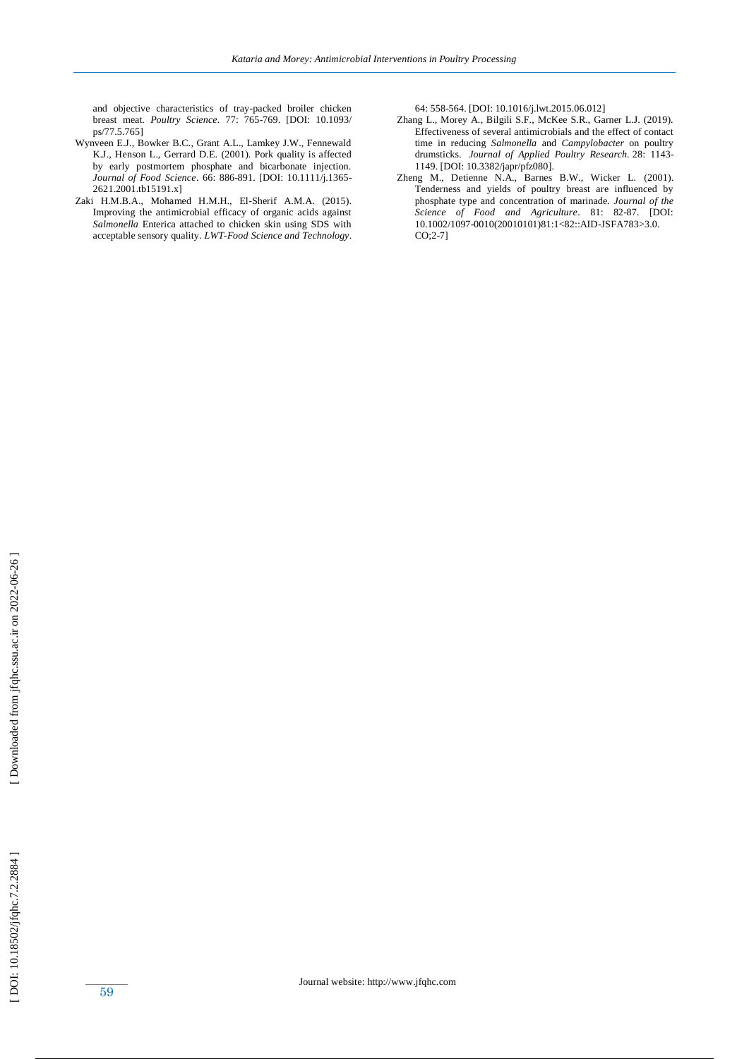and objective characteristics of tray-packed broiler chicken breast meat. *Poultry Science*. 77: 765-769. [DOI: 10.1093/ps/77.5.765]

Wynveen E.J., Bowker B.C., Grant A.L., Lamkey J.W., Fennewald K.J., Henson L., Gerrard D.E. (2001). Pork quality is affected by early postmortem phosphate and bicarbonate injection. *Journal of Food Science*. 66: 886-891. [DOI: 10.1111/j.1365-2621.2001.tb15191.x]

Zaki H.M.B.A., Mohamed H.M.H., El-Sherif A.M.A. (2015). Improving the antimicrobial efficacy of organic acids against *Salmonella* Enterica attached to chicken skin using SDS with acceptable sensory quality. *LWT-Food Science and Technology*. 64: 558-564. [DOI: 10.1016/j.lwt.2015.06.012]

Zhang L., Morey A., Bilgili S.F., McKee S.R., Garner L.J. (2019). Effectiveness of several antimicrobials and the effect of contact time in reducing *Salmonella* and *Campylobacter* on poultry drumsticks. *Journal of Applied Poultry Research*. 28: 1143-1149. [DOI: 10.3382/japr/pfz080].

Zheng M., Detienne N.A., Barnes B.W., Wicker L. (2001). Tenderness and yields of poultry breast are influenced by phosphate type and concentration of marinade. *Journal of the Science of Food and Agriculture*. 81: 82-87. [DOI: 10.1002/1097-0010(20010101)81:1<82::AID-JSFA783>3.0.CO;2-7]